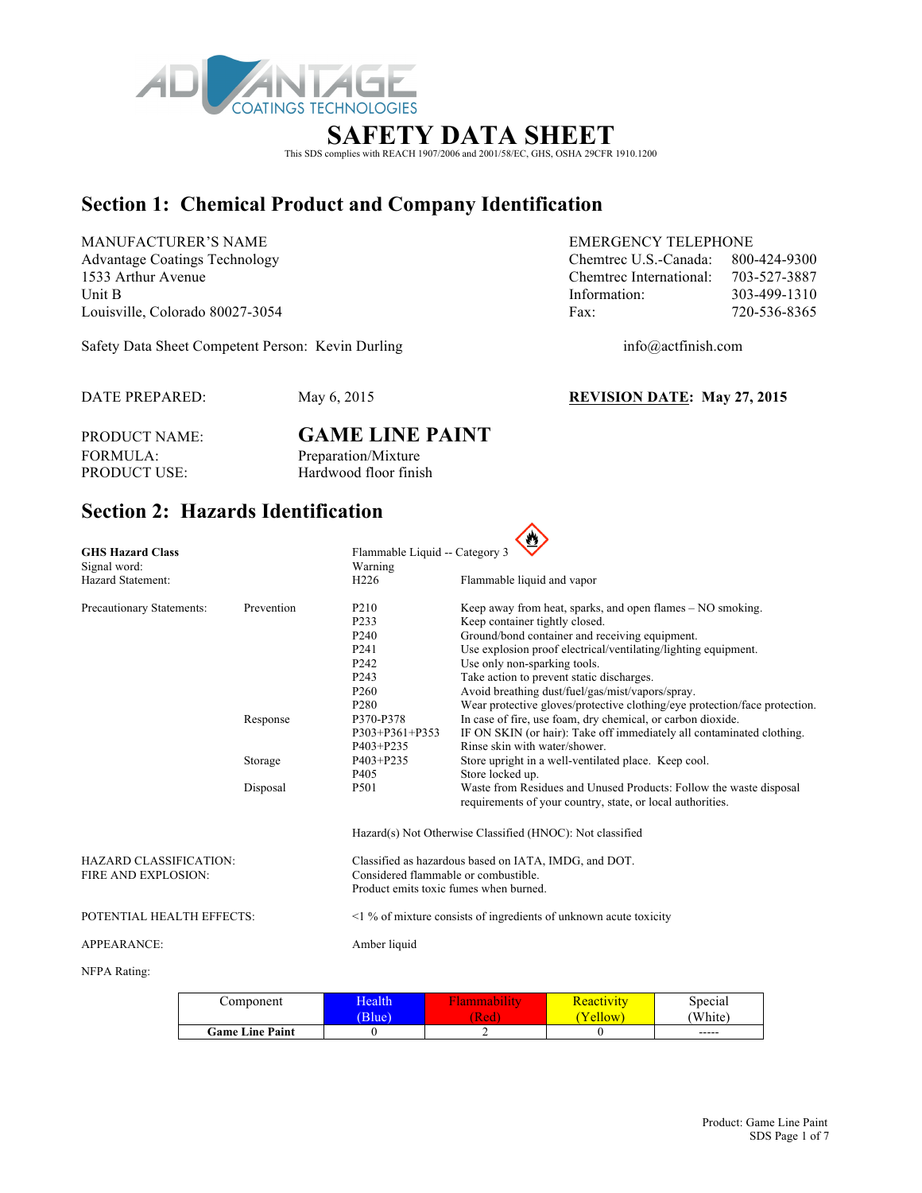# SAFETY DATA SHEET

This SDS complies with REACH 1907/2006 and 2001/58/EC, GHS, OSHA 29CFR 1910.1200

## Section 1: Chemical Product and Company Identification

MANUFACTURER'S NAME
Advantage Coatings Technology
1533 Arthur Avenue
Unit B
Louisville, Colorado 80027-3054

EMERGENCY TELEPHONE

| | |
|---|---|
| Chemtrec U.S.-Canada: | 800-424-9300 |
| Chemtrec International: | 703-527-3887 |
| Information: | 303-499-1310 |
| Fax: | 720-536-8365 |

Safety Data Sheet Competent Person: Kevin Durling

info@actfinish.com

DATE PREPARED: May 6, 2015

**REVISION DATE: May 27, 2015**

PRODUCT NAME: **GAME LINE PAINT**
FORMULA: Preparation/Mixture
PRODUCT USE: Hardwood floor finish

## Section 2: Hazards Identification

| | | | |
|---|---|---|---|
| **GHS Hazard Class** | | Flammable Liquid -- Category 3 | |
| Signal word: | | Warning | |
| Hazard Statement: | | H226 | Flammable liquid and vapor |
| Precautionary Statements: | Prevention | P210 | Keep away from heat, sparks, and open flames – NO smoking. |
| | | P233 | Keep container tightly closed. |
| | | P240 | Ground/bond container and receiving equipment. |
| | | P241 | Use explosion proof electrical/ventilating/lighting equipment. |
| | | P242 | Use only non-sparking tools. |
| | | P243 | Take action to prevent static discharges. |
| | | P260 | Avoid breathing dust/fuel/gas/mist/vapors/spray. |
| | | P280 | Wear protective gloves/protective clothing/eye protection/face protection. |
| | Response | P370-P378 | In case of fire, use foam, dry chemical, or carbon dioxide. |
| | | P303+P361+P353 | IF ON SKIN (or hair): Take off immediately all contaminated clothing. |
| | | P403+P235 | Rinse skin with water/shower. |
| | Storage | P403+P235 | Store upright in a well-ventilated place. Keep cool. |
| | | P405 | Store locked up. |
| | Disposal | P501 | Waste from Residues and Unused Products: Follow the waste disposal requirements of your country, state, or local authorities. |

Hazard(s) Not Otherwise Classified (HNOC): Not classified

HAZARD CLASSIFICATION: Classified as hazardous based on IATA, IMDG, and DOT.
FIRE AND EXPLOSION: Considered flammable or combustible. Product emits toxic fumes when burned.

POTENTIAL HEALTH EFFECTS: <1 % of mixture consists of ingredients of unknown acute toxicity

APPEARANCE: Amber liquid

NFPA Rating:

| Component | Health (Blue) | Flammability (Red) | Reactivity (Yellow) | Special (White) |
|---|---|---|---|---|
| **Game Line Paint** | 0 | 2 | 0 | ----- |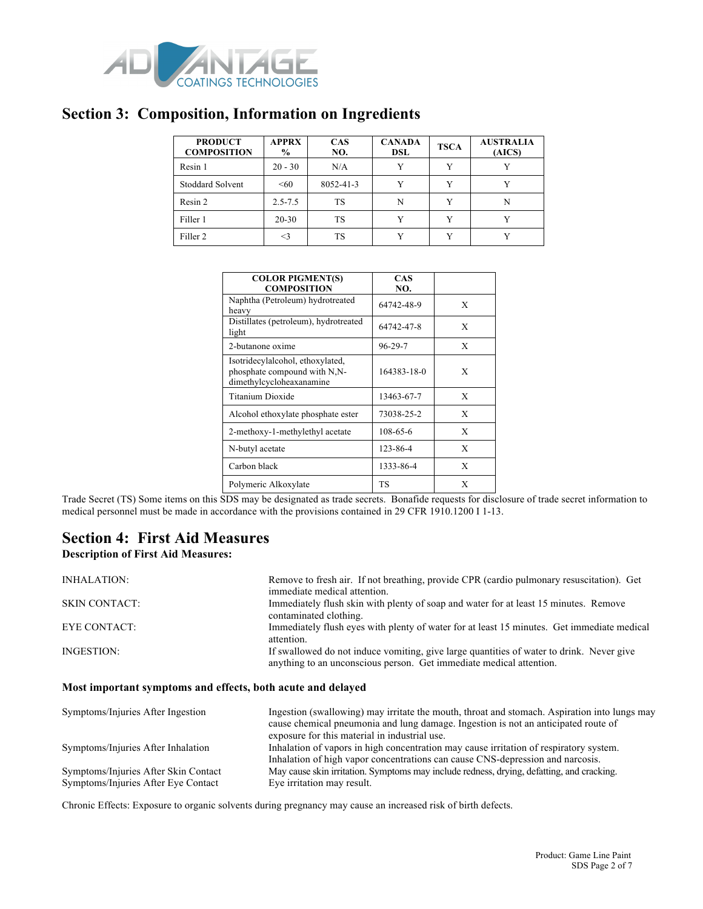## Section 3: Composition, Information on Ingredients

| PRODUCT COMPOSITION | APPRX % | CAS NO. | CANADA DSL | TSCA | AUSTRALIA (AICS) |
|---|---|---|---|---|---|
| Resin 1 | 20 - 30 | N/A | Y | Y | Y |
| Stoddard Solvent | <60 | 8052-41-3 | Y | Y | Y |
| Resin 2 | 2.5-7.5 | TS | N | Y | N |
| Filler 1 | 20-30 | TS | Y | Y | Y |
| Filler 2 | <3 | TS | Y | Y | Y |

| COLOR PIGMENT(S) COMPOSITION | CAS NO. | |
|---|---|---|
| Naphtha (Petroleum) hydrotreated heavy | 64742-48-9 | X |
| Distillates (petroleum), hydrotreated light | 64742-47-8 | X |
| 2-butanone oxime | 96-29-7 | X |
| Isotridecylalcohol, ethoxylated, phosphate compound with N,N-dimethylcycloheaxanamine | 164383-18-0 | X |
| Titanium Dioxide | 13463-67-7 | X |
| Alcohol ethoxylate phosphate ester | 73038-25-2 | X |
| 2-methoxy-1-methylethyl acetate | 108-65-6 | X |
| N-butyl acetate | 123-86-4 | X |
| Carbon black | 1333-86-4 | X |
| Polymeric Alkoxylate | TS | X |

Trade Secret (TS) Some items on this SDS may be designated as trade secrets. Bonafide requests for disclosure of trade secret information to medical personnel must be made in accordance with the provisions contained in 29 CFR 1910.1200 I 1-13.

## Section 4: First Aid Measures

**Description of First Aid Measures:**

INHALATION: Remove to fresh air. If not breathing, provide CPR (cardio pulmonary resuscitation). Get immediate medical attention.

SKIN CONTACT: Immediately flush skin with plenty of soap and water for at least 15 minutes. Remove contaminated clothing.

EYE CONTACT: Immediately flush eyes with plenty of water for at least 15 minutes. Get immediate medical attention.

INGESTION: If swallowed do not induce vomiting, give large quantities of water to drink. Never give anything to an unconscious person. Get immediate medical attention.

**Most important symptoms and effects, both acute and delayed**

Symptoms/Injuries After Ingestion: Ingestion (swallowing) may irritate the mouth, throat and stomach. Aspiration into lungs may cause chemical pneumonia and lung damage. Ingestion is not an anticipated route of exposure for this material in industrial use.

Symptoms/Injuries After Inhalation: Inhalation of vapors in high concentration may cause irritation of respiratory system. Inhalation of high vapor concentrations can cause CNS-depression and narcosis.

Symptoms/Injuries After Skin Contact: May cause skin irritation. Symptoms may include redness, drying, defatting, and cracking.

Symptoms/Injuries After Eye Contact: Eye irritation may result.

Chronic Effects: Exposure to organic solvents during pregnancy may cause an increased risk of birth defects.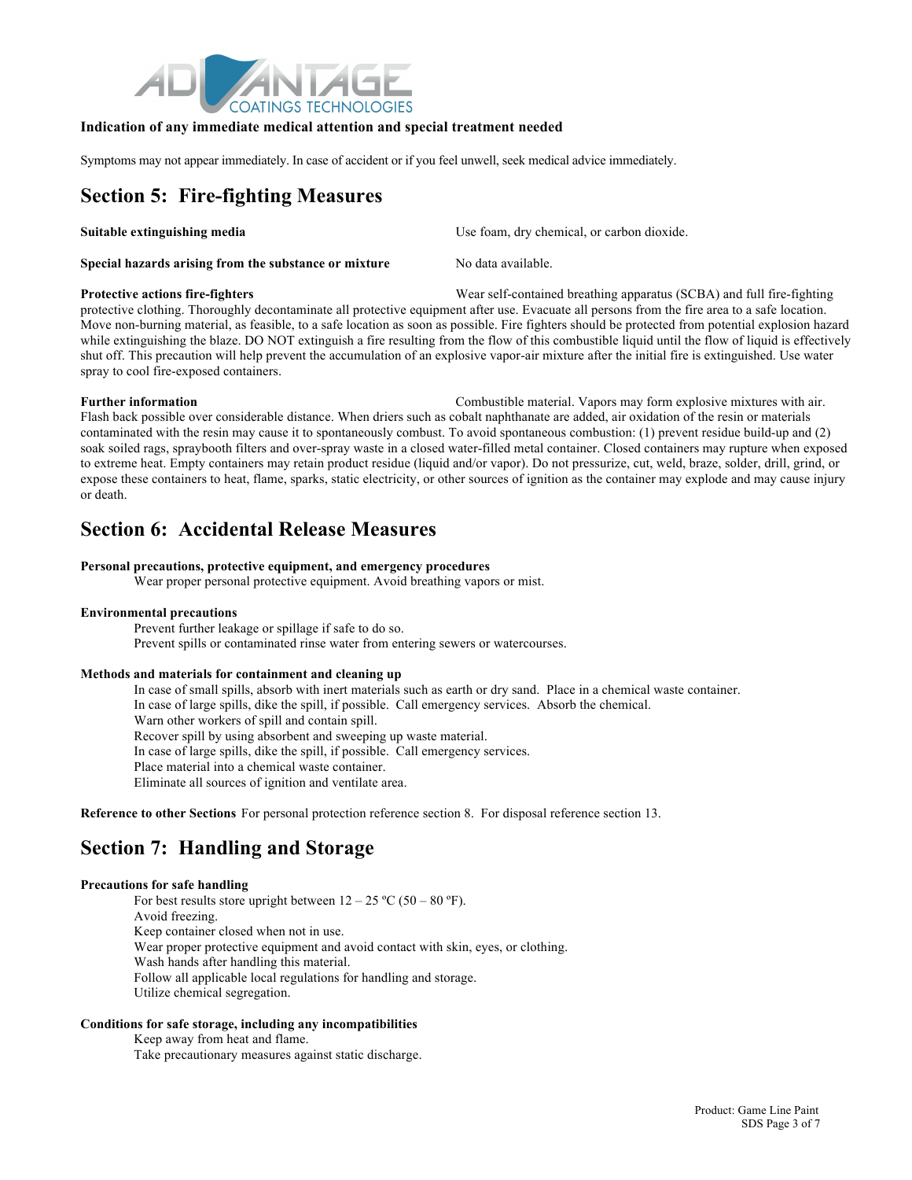**Indication of any immediate medical attention and special treatment needed**

Symptoms may not appear immediately. In case of accident or if you feel unwell, seek medical advice immediately.

## Section 5: Fire-fighting Measures

**Suitable extinguishing media** Use foam, dry chemical, or carbon dioxide.

**Special hazards arising from the substance or mixture** No data available.

**Protective actions fire-fighters** Wear self-contained breathing apparatus (SCBA) and full fire-fighting protective clothing. Thoroughly decontaminate all protective equipment after use. Evacuate all persons from the fire area to a safe location. Move non-burning material, as feasible, to a safe location as soon as possible. Fire fighters should be protected from potential explosion hazard while extinguishing the blaze. DO NOT extinguish a fire resulting from the flow of this combustible liquid until the flow of liquid is effectively shut off. This precaution will help prevent the accumulation of an explosive vapor-air mixture after the initial fire is extinguished. Use water spray to cool fire-exposed containers.

**Further information** Combustible material. Vapors may form explosive mixtures with air. Flash back possible over considerable distance. When driers such as cobalt naphthanate are added, air oxidation of the resin or materials contaminated with the resin may cause it to spontaneously combust. To avoid spontaneous combustion: (1) prevent residue build-up and (2) soak soiled rags, spraybooth filters and over-spray waste in a closed water-filled metal container. Closed containers may rupture when exposed to extreme heat. Empty containers may retain product residue (liquid and/or vapor). Do not pressurize, cut, weld, braze, solder, drill, grind, or expose these containers to heat, flame, sparks, static electricity, or other sources of ignition as the container may explode and may cause injury or death.

## Section 6: Accidental Release Measures

**Personal precautions, protective equipment, and emergency procedures**

Wear proper personal protective equipment. Avoid breathing vapors or mist.

**Environmental precautions**

Prevent further leakage or spillage if safe to do so.
Prevent spills or contaminated rinse water from entering sewers or watercourses.

**Methods and materials for containment and cleaning up**

In case of small spills, absorb with inert materials such as earth or dry sand. Place in a chemical waste container.
In case of large spills, dike the spill, if possible. Call emergency services. Absorb the chemical.
Warn other workers of spill and contain spill.
Recover spill by using absorbent and sweeping up waste material.
In case of large spills, dike the spill, if possible. Call emergency services.
Place material into a chemical waste container.
Eliminate all sources of ignition and ventilate area.

**Reference to other Sections** For personal protection reference section 8. For disposal reference section 13.

## Section 7: Handling and Storage

**Precautions for safe handling**

For best results store upright between 12 – 25 ºC (50 – 80 ºF).
Avoid freezing.
Keep container closed when not in use.
Wear proper protective equipment and avoid contact with skin, eyes, or clothing.
Wash hands after handling this material.
Follow all applicable local regulations for handling and storage.
Utilize chemical segregation.

**Conditions for safe storage, including any incompatibilities**

Keep away from heat and flame.
Take precautionary measures against static discharge.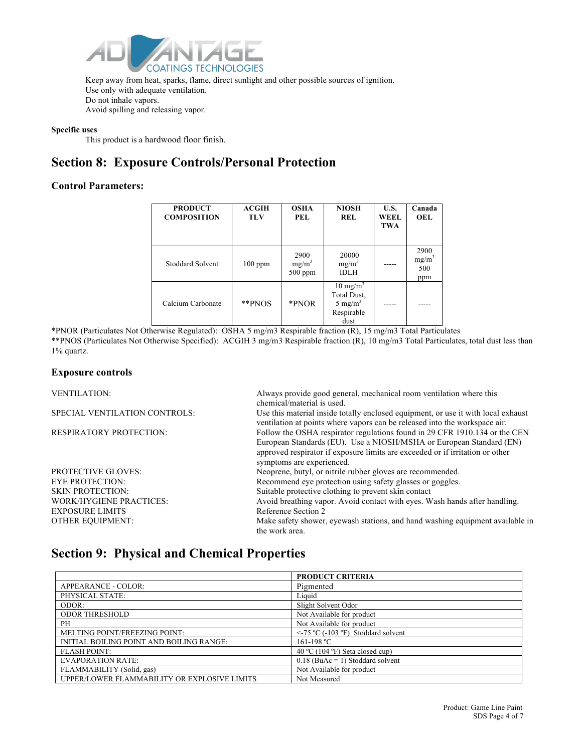Keep away from heat, sparks, flame, direct sunlight and other possible sources of ignition.
Use only with adequate ventilation.
Do not inhale vapors.
Avoid spilling and releasing vapor.

**Specific uses**

This product is a hardwood floor finish.

## Section 8: Exposure Controls/Personal Protection

### Control Parameters:

| PRODUCT COMPOSITION | ACGIH TLV | OSHA PEL | NIOSH REL | U.S. WEEL TWA | Canada OEL |
|---|---|---|---|---|---|
| Stoddard Solvent | 100 ppm | 2900 $mg/m^3$ 500 ppm | 20000 $mg/m^3$ IDLH | ----- | 2900 $mg/m^3$ 500 ppm |
| Calcium Carbonate | **PNOS | *PNOR | 10 $mg/m^3$ Total Dust, 5 $mg/m^3$ Respirable dust | ----- | ----- |

*PNOR (Particulates Not Otherwise Regulated): OSHA 5 mg/m3 Respirable fraction (R), 15 mg/m3 Total Particulates
**PNOS (Particulates Not Otherwise Specified): ACGIH 3 mg/m3 Respirable fraction (R), 10 mg/m3 Total Particulates, total dust less than 1% quartz.

### Exposure controls

| | |
|---|---|
| VENTILATION: | Always provide good general, mechanical room ventilation where this chemical/material is used. |
| SPECIAL VENTILATION CONTROLS: | Use this material inside totally enclosed equipment, or use it with local exhaust ventilation at points where vapors can be released into the workspace air. |
| RESPIRATORY PROTECTION: | Follow the OSHA respirator regulations found in 29 CFR 1910.134 or the CEN European Standards (EU). Use a NIOSH/MSHA or European Standard (EN) approved respirator if exposure limits are exceeded or if irritation or other symptoms are experienced. |
| PROTECTIVE GLOVES: | Neoprene, butyl, or nitrile rubber gloves are recommended. |
| EYE PROTECTION: | Recommend eye protection using safety glasses or goggles. |
| SKIN PROTECTION: | Suitable protective clothing to prevent skin contact |
| WORK/HYGIENE PRACTICES: | Avoid breathing vapor. Avoid contact with eyes. Wash hands after handling. |
| EXPOSURE LIMITS | Reference Section 2 |
| OTHER EQUIPMENT: | Make safety shower, eyewash stations, and hand washing equipment available in the work area. |

## Section 9: Physical and Chemical Properties

| | PRODUCT CRITERIA |
|---|---|
| APPEARANCE - COLOR: | Pigmented |
| PHYSICAL STATE: | Liquid |
| ODOR: | Slight Solvent Odor |
| ODOR THRESHOLD | Not Available for product |
| PH | Not Available for product |
| MELTING POINT/FREEZING POINT: | <-75 ºC (-103 ºF) Stoddard solvent |
| INITIAL BOILING POINT AND BOILING RANGE: | 161-198 ºC |
| FLASH POINT: | 40 ºC (104 ºF) Seta closed cup) |
| EVAPORATION RATE: | 0.18 (BuAc = 1) Stoddard solvent |
| FLAMMABILITY (Solid, gas) | Not Available for product |
| UPPER/LOWER FLAMMABILITY OR EXPLOSIVE LIMITS | Not Measured |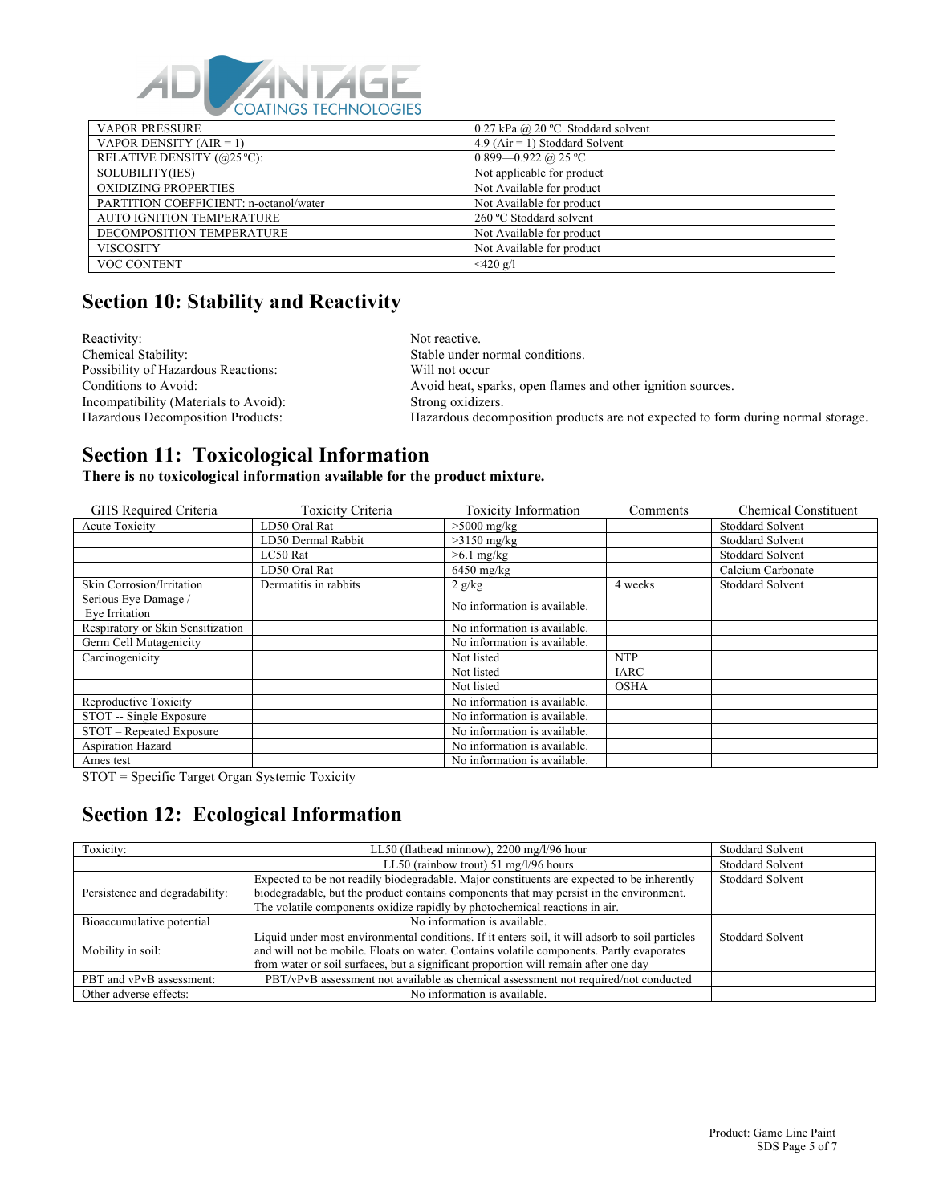| VAPOR PRESSURE | 0.27 kPa @ 20 ºC Stoddard solvent |
| --- | --- |
| VAPOR DENSITY (AIR = 1) | 4.9 (Air = 1) Stoddard Solvent |
| RELATIVE DENSITY (@25 ºC): | 0.899—0.922 @ 25 ºC |
| SOLUBILITY(IES) | Not applicable for product |
| OXIDIZING PROPERTIES | Not Available for product |
| PARTITION COEFFICIENT: n-octanol/water | Not Available for product |
| AUTO IGNITION TEMPERATURE | 260 ºC Stoddard solvent |
| DECOMPOSITION TEMPERATURE | Not Available for product |
| VISCOSITY | Not Available for product |
| VOC CONTENT | <420 g/l |

## Section 10: Stability and Reactivity

Reactivity: Not reactive.
Chemical Stability: Stable under normal conditions.
Possibility of Hazardous Reactions: Will not occur
Conditions to Avoid: Avoid heat, sparks, open flames and other ignition sources.
Incompatibility (Materials to Avoid): Strong oxidizers.
Hazardous Decomposition Products: Hazardous decomposition products are not expected to form during normal storage.

## Section 11: Toxicological Information

**There is no toxicological information available for the product mixture.**

| GHS Required Criteria | Toxicity Criteria | Toxicity Information | Comments | Chemical Constituent |
| --- | --- | --- | --- | --- |
| Acute Toxicity | LD50 Oral Rat | >5000 mg/kg | | Stoddard Solvent |
| | LD50 Dermal Rabbit | >3150 mg/kg | | Stoddard Solvent |
| | LC50 Rat | >6.1 mg/kg | | Stoddard Solvent |
| | LD50 Oral Rat | 6450 mg/kg | | Calcium Carbonate |
| Skin Corrosion/Irritation | Dermatitis in rabbits | 2 g/kg | 4 weeks | Stoddard Solvent |
| Serious Eye Damage / Eye Irritation | | No information is available. | | |
| Respiratory or Skin Sensitization | | No information is available. | | |
| Germ Cell Mutagenicity | | No information is available. | | |
| Carcinogenicity | | Not listed | NTP | |
| | | Not listed | IARC | |
| | | Not listed | OSHA | |
| Reproductive Toxicity | | No information is available. | | |
| STOT -- Single Exposure | | No information is available. | | |
| STOT – Repeated Exposure | | No information is available. | | |
| Aspiration Hazard | | No information is available. | | |
| Ames test | | No information is available. | | |

STOT = Specific Target Organ Systemic Toxicity

## Section 12: Ecological Information

| Toxicity: | LL50 (flathead minnow), 2200 mg/l/96 hour | Stoddard Solvent |
| --- | --- | --- |
| | LL50 (rainbow trout) 51 mg/l/96 hours | Stoddard Solvent |
| Persistence and degradability: | Expected to be not readily biodegradable. Major constituents are expected to be inherently biodegradable, but the product contains components that may persist in the environment. The volatile components oxidize rapidly by photochemical reactions in air. | Stoddard Solvent |
| Bioaccumulative potential | No information is available. | |
| Mobility in soil: | Liquid under most environmental conditions. If it enters soil, it will adsorb to soil particles and will not be mobile. Floats on water. Contains volatile components. Partly evaporates from water or soil surfaces, but a significant proportion will remain after one day | Stoddard Solvent |
| PBT and vPvB assessment: | PBT/vPvB assessment not available as chemical assessment not required/not conducted | |
| Other adverse effects: | No information is available. | |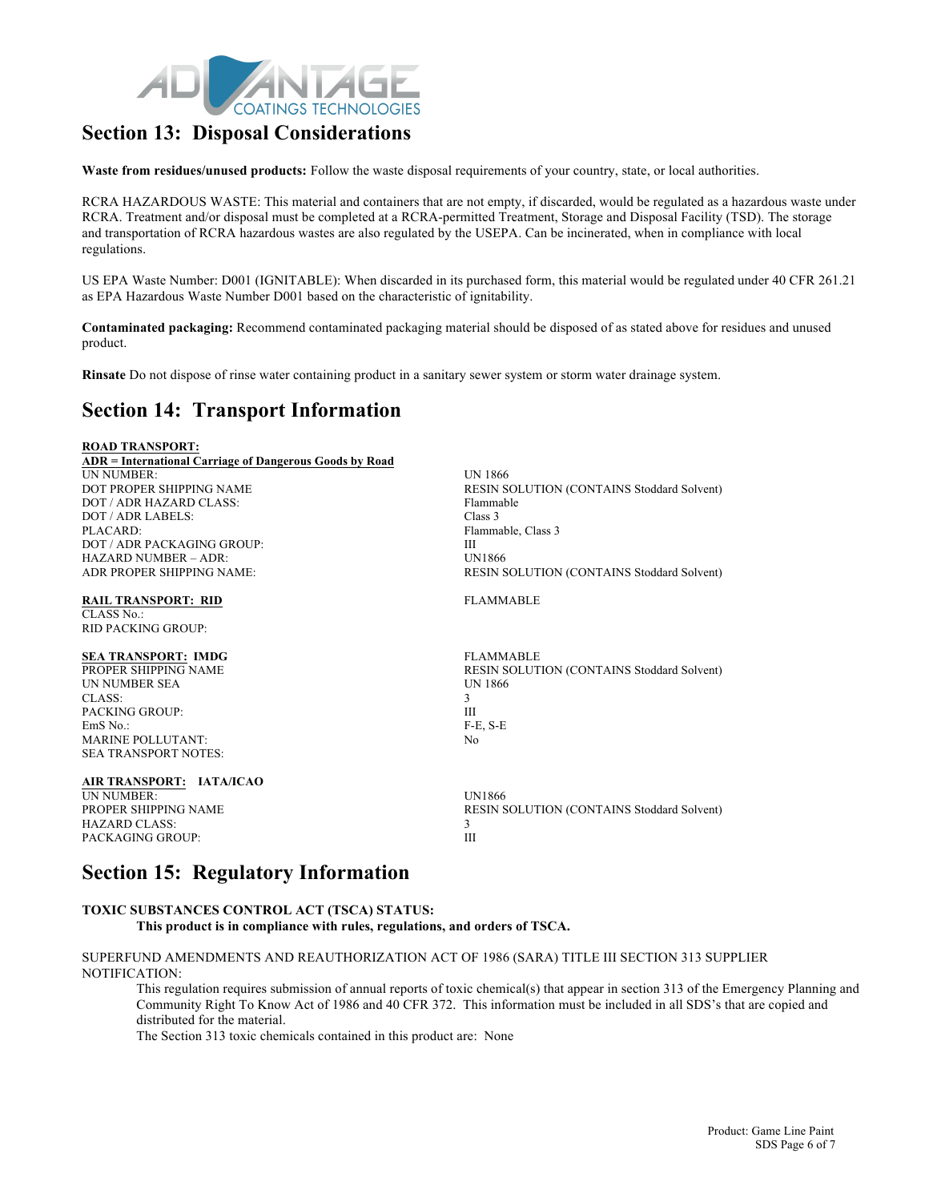## Section 13: Disposal Considerations

**Waste from residues/unused products:** Follow the waste disposal requirements of your country, state, or local authorities.

RCRA HAZARDOUS WASTE: This material and containers that are not empty, if discarded, would be regulated as a hazardous waste under RCRA. Treatment and/or disposal must be completed at a RCRA-permitted Treatment, Storage and Disposal Facility (TSD). The storage and transportation of RCRA hazardous wastes are also regulated by the USEPA. Can be incinerated, when in compliance with local regulations.

US EPA Waste Number: D001 (IGNITABLE): When discarded in its purchased form, this material would be regulated under 40 CFR 261.21 as EPA Hazardous Waste Number D001 based on the characteristic of ignitability.

**Contaminated packaging:** Recommend contaminated packaging material should be disposed of as stated above for residues and unused product.

**Rinsate** Do not dispose of rinse water containing product in a sanitary sewer system or storm water drainage system.

## Section 14: Transport Information

**ROAD TRANSPORT:**

**ADR = International Carriage of Dangerous Goods by Road**

| | |
|---|---|
| UN NUMBER: | UN 1866 |
| DOT PROPER SHIPPING NAME | RESIN SOLUTION (CONTAINS Stoddard Solvent) |
| DOT / ADR HAZARD CLASS: | Flammable |
| DOT / ADR LABELS: | Class 3 |
| PLACARD: | Flammable, Class 3 |
| DOT / ADR PACKAGING GROUP: | III |
| HAZARD NUMBER – ADR: | UN1866 |
| ADR PROPER SHIPPING NAME: | RESIN SOLUTION (CONTAINS Stoddard Solvent) |

**RAIL TRANSPORT: RID** — FLAMMABLE

| | |
|---|---|
| CLASS No.: | |
| RID PACKING GROUP: | |

**SEA TRANSPORT: IMDG** — FLAMMABLE

| | |
|---|---|
| PROPER SHIPPING NAME | RESIN SOLUTION (CONTAINS Stoddard Solvent) |
| UN NUMBER SEA | UN 1866 |
| CLASS: | 3 |
| PACKING GROUP: | III |
| EmS No.: | F-E, S-E |
| MARINE POLLUTANT: | No |
| SEA TRANSPORT NOTES: | |

**AIR TRANSPORT: IATA/ICAO**

| | |
|---|---|
| UN NUMBER: | UN1866 |
| PROPER SHIPPING NAME | RESIN SOLUTION (CONTAINS Stoddard Solvent) |
| HAZARD CLASS: | 3 |
| PACKAGING GROUP: | III |

## Section 15: Regulatory Information

**TOXIC SUBSTANCES CONTROL ACT (TSCA) STATUS:**

**This product is in compliance with rules, regulations, and orders of TSCA.**

SUPERFUND AMENDMENTS AND REAUTHORIZATION ACT OF 1986 (SARA) TITLE III SECTION 313 SUPPLIER NOTIFICATION:

This regulation requires submission of annual reports of toxic chemical(s) that appear in section 313 of the Emergency Planning and Community Right To Know Act of 1986 and 40 CFR 372. This information must be included in all SDS's that are copied and distributed for the material.

The Section 313 toxic chemicals contained in this product are: None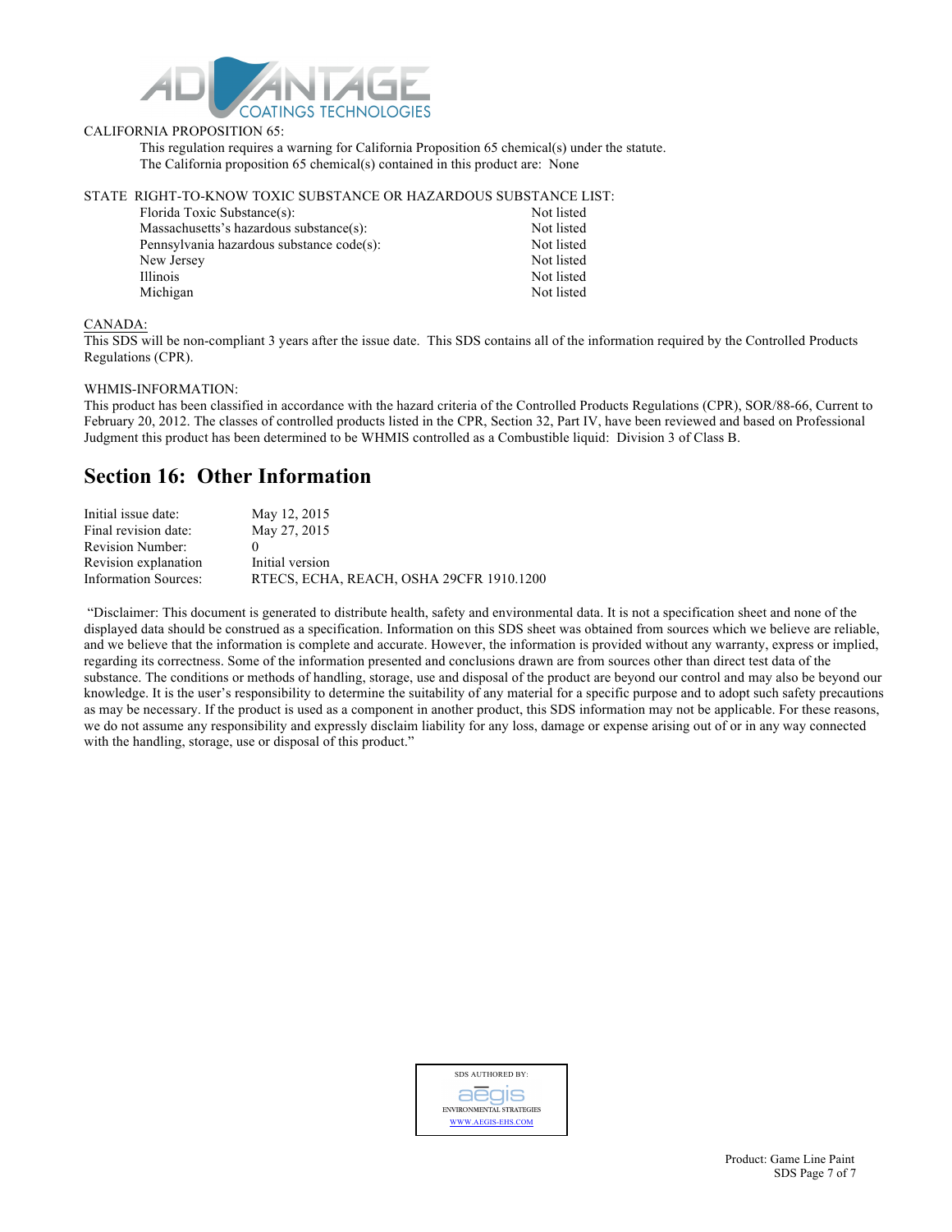CALIFORNIA PROPOSITION 65:

This regulation requires a warning for California Proposition 65 chemical(s) under the statute.
The California proposition 65 chemical(s) contained in this product are: None

STATE RIGHT-TO-KNOW TOXIC SUBSTANCE OR HAZARDOUS SUBSTANCE LIST:

| | |
|---|---|
| Florida Toxic Substance(s): | Not listed |
| Massachusetts's hazardous substance(s): | Not listed |
| Pennsylvania hazardous substance code(s): | Not listed |
| New Jersey | Not listed |
| Illinois | Not listed |
| Michigan | Not listed |

CANADA:

This SDS will be non-compliant 3 years after the issue date. This SDS contains all of the information required by the Controlled Products Regulations (CPR).

WHMIS-INFORMATION:

This product has been classified in accordance with the hazard criteria of the Controlled Products Regulations (CPR), SOR/88-66, Current to February 20, 2012. The classes of controlled products listed in the CPR, Section 32, Part IV, have been reviewed and based on Professional Judgment this product has been determined to be WHMIS controlled as a Combustible liquid: Division 3 of Class B.

## Section 16: Other Information

| | |
|---|---|
| Initial issue date: | May 12, 2015 |
| Final revision date: | May 27, 2015 |
| Revision Number: | 0 |
| Revision explanation | Initial version |
| Information Sources: | RTECS, ECHA, REACH, OSHA 29CFR 1910.1200 |

"Disclaimer: This document is generated to distribute health, safety and environmental data. It is not a specification sheet and none of the displayed data should be construed as a specification. Information on this SDS sheet was obtained from sources which we believe are reliable, and we believe that the information is complete and accurate. However, the information is provided without any warranty, express or implied, regarding its correctness. Some of the information presented and conclusions drawn are from sources other than direct test data of the substance. The conditions or methods of handling, storage, use and disposal of the product are beyond our control and may also be beyond our knowledge. It is the user's responsibility to determine the suitability of any material for a specific purpose and to adopt such safety precautions as may be necessary. If the product is used as a component in another product, this SDS information may not be applicable. For these reasons, we do not assume any responsibility and expressly disclaim liability for any loss, damage or expense arising out of or in any way connected with the handling, storage, use or disposal of this product."

SDS AUTHORED BY:
aegis
ENVIRONMENTAL STRATEGIES
WWW.AEGIS-EHS.COM